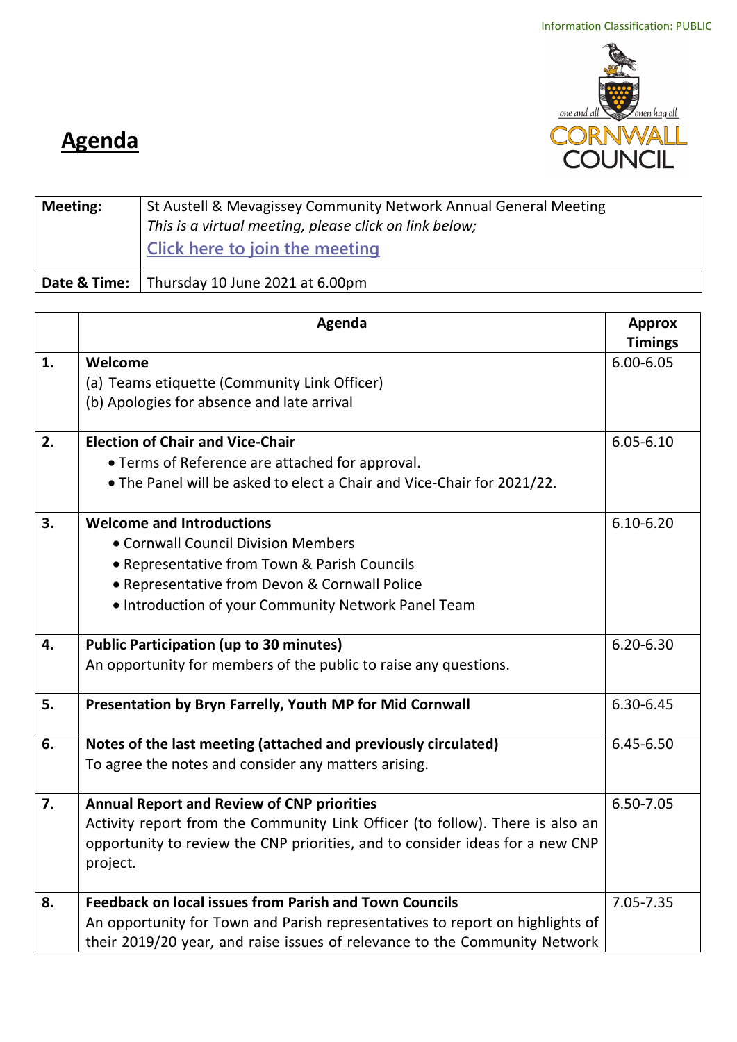Information Classification: PUBLIC

# Agenda

| **Meeting:** | St Austell & Mevagissey Community Network Annual General Meeting<br>*This is a virtual meeting, please click on link below;*<br>Click here to join the meeting |
|---|---|
| **Date & Time:** | Thursday 10 June 2021 at 6.00pm |

| | **Agenda** | **Approx Timings** |
|---|---|---|
| **1.** | **Welcome**<br>(a) Teams etiquette (Community Link Officer)<br>(b) Apologies for absence and late arrival | 6.00-6.05 |
| **2.** | **Election of Chair and Vice-Chair**<br>• Terms of Reference are attached for approval.<br>• The Panel will be asked to elect a Chair and Vice-Chair for 2021/22. | 6.05-6.10 |
| **3.** | **Welcome and Introductions**<br>• Cornwall Council Division Members<br>• Representative from Town & Parish Councils<br>• Representative from Devon & Cornwall Police<br>• Introduction of your Community Network Panel Team | 6.10-6.20 |
| **4.** | **Public Participation (up to 30 minutes)**<br>An opportunity for members of the public to raise any questions. | 6.20-6.30 |
| **5.** | **Presentation by Bryn Farrelly, Youth MP for Mid Cornwall** | 6.30-6.45 |
| **6.** | **Notes of the last meeting (attached and previously circulated)**<br>To agree the notes and consider any matters arising. | 6.45-6.50 |
| **7.** | **Annual Report and Review of CNP priorities**<br>Activity report from the Community Link Officer (to follow). There is also an opportunity to review the CNP priorities, and to consider ideas for a new CNP project. | 6.50-7.05 |
| **8.** | **Feedback on local issues from Parish and Town Councils**<br>An opportunity for Town and Parish representatives to report on highlights of their 2019/20 year, and raise issues of relevance to the Community Network | 7.05-7.35 |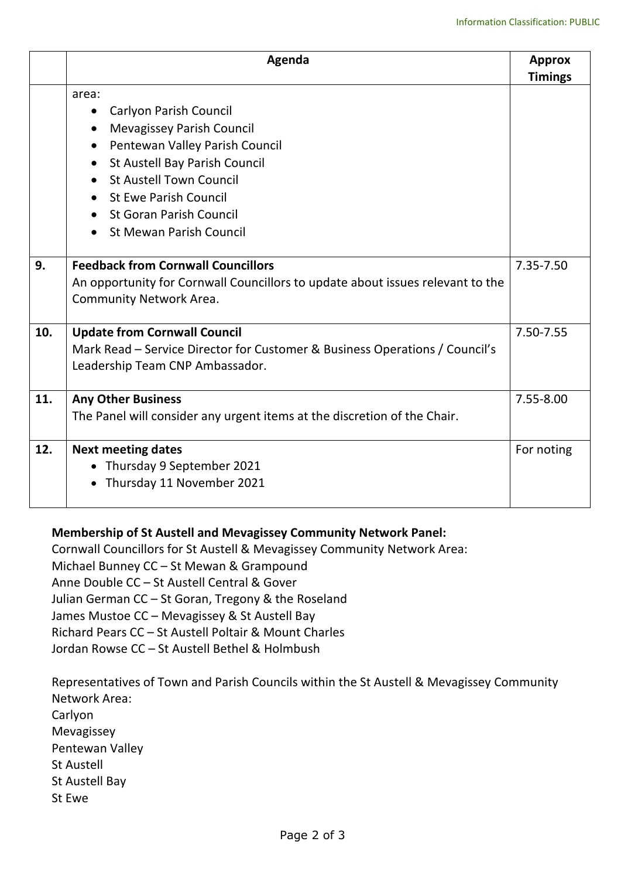Information Classification: PUBLIC

| | Agenda | Approx Timings |
|---|---|---|
| | area:<br>• Carlyon Parish Council<br>• Mevagissey Parish Council<br>• Pentewan Valley Parish Council<br>• St Austell Bay Parish Council<br>• St Austell Town Council<br>• St Ewe Parish Council<br>• St Goran Parish Council<br>• St Mewan Parish Council | |
| 9. | **Feedback from Cornwall Councillors**<br>An opportunity for Cornwall Councillors to update about issues relevant to the Community Network Area. | 7.35-7.50 |
| 10. | **Update from Cornwall Council**<br>Mark Read – Service Director for Customer & Business Operations / Council's Leadership Team CNP Ambassador. | 7.50-7.55 |
| 11. | **Any Other Business**<br>The Panel will consider any urgent items at the discretion of the Chair. | 7.55-8.00 |
| 12. | **Next meeting dates**<br>• Thursday 9 September 2021<br>• Thursday 11 November 2021 | For noting |

**Membership of St Austell and Mevagissey Community Network Panel:**

Cornwall Councillors for St Austell & Mevagissey Community Network Area:
Michael Bunney CC – St Mewan & Grampound
Anne Double CC – St Austell Central & Gover
Julian German CC – St Goran, Tregony & the Roseland
James Mustoe CC – Mevagissey & St Austell Bay
Richard Pears CC – St Austell Poltair & Mount Charles
Jordan Rowse CC – St Austell Bethel & Holmbush

Representatives of Town and Parish Councils within the St Austell & Mevagissey Community Network Area:
Carlyon
Mevagissey
Pentewan Valley
St Austell
St Austell Bay
St Ewe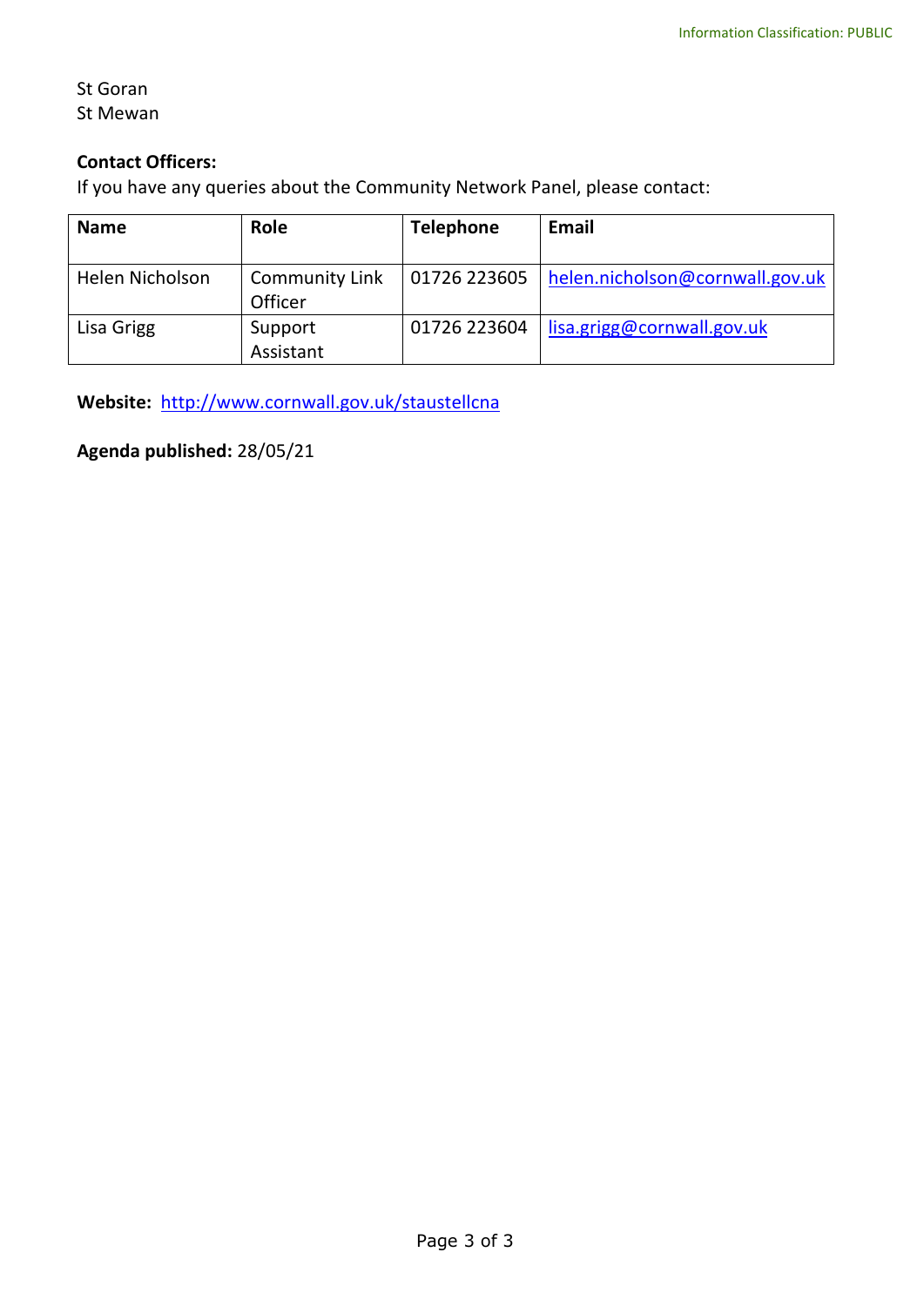St Goran
St Mewan

**Contact Officers:**
If you have any queries about the Community Network Panel, please contact:

| Name | Role | Telephone | Email |
|---|---|---|---|
| Helen Nicholson | Community Link Officer | 01726 223605 | helen.nicholson@cornwall.gov.uk |
| Lisa Grigg | Support Assistant | 01726 223604 | lisa.grigg@cornwall.gov.uk |

**Website:** http://www.cornwall.gov.uk/staustellcna

**Agenda published:** 28/05/21